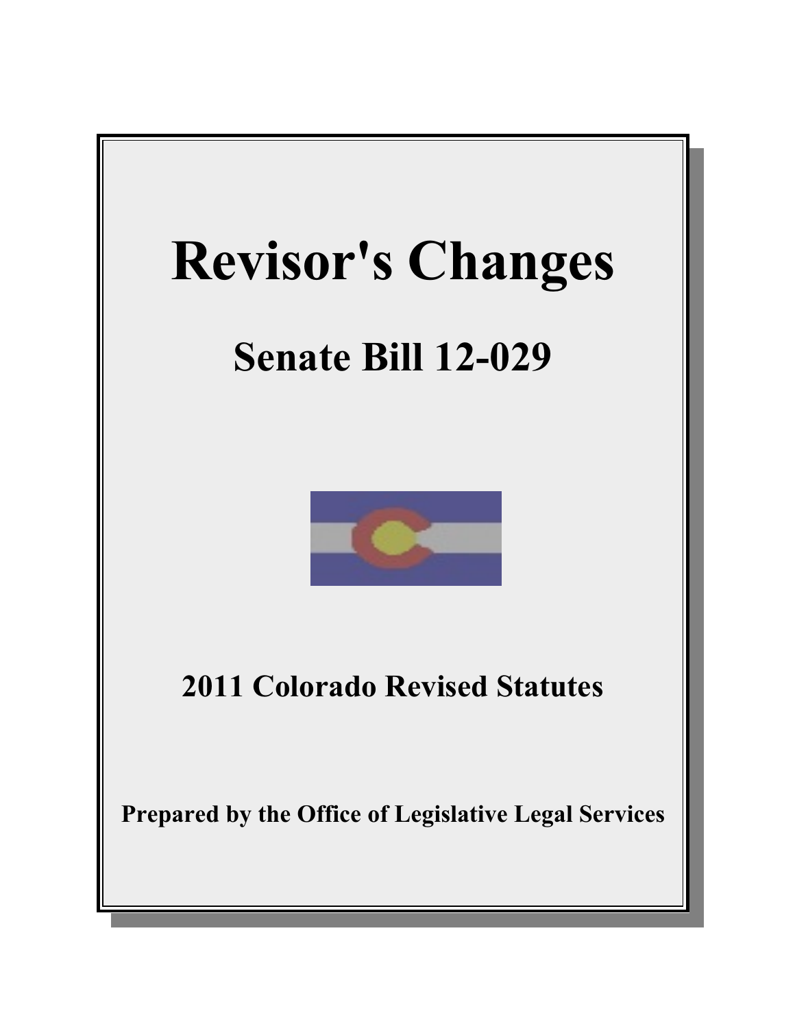# Revisor's Changes

## Senate Bill 12-029

### 2011 Colorado Revised Statutes

**Prepared by the Office of Legislative Legal Services**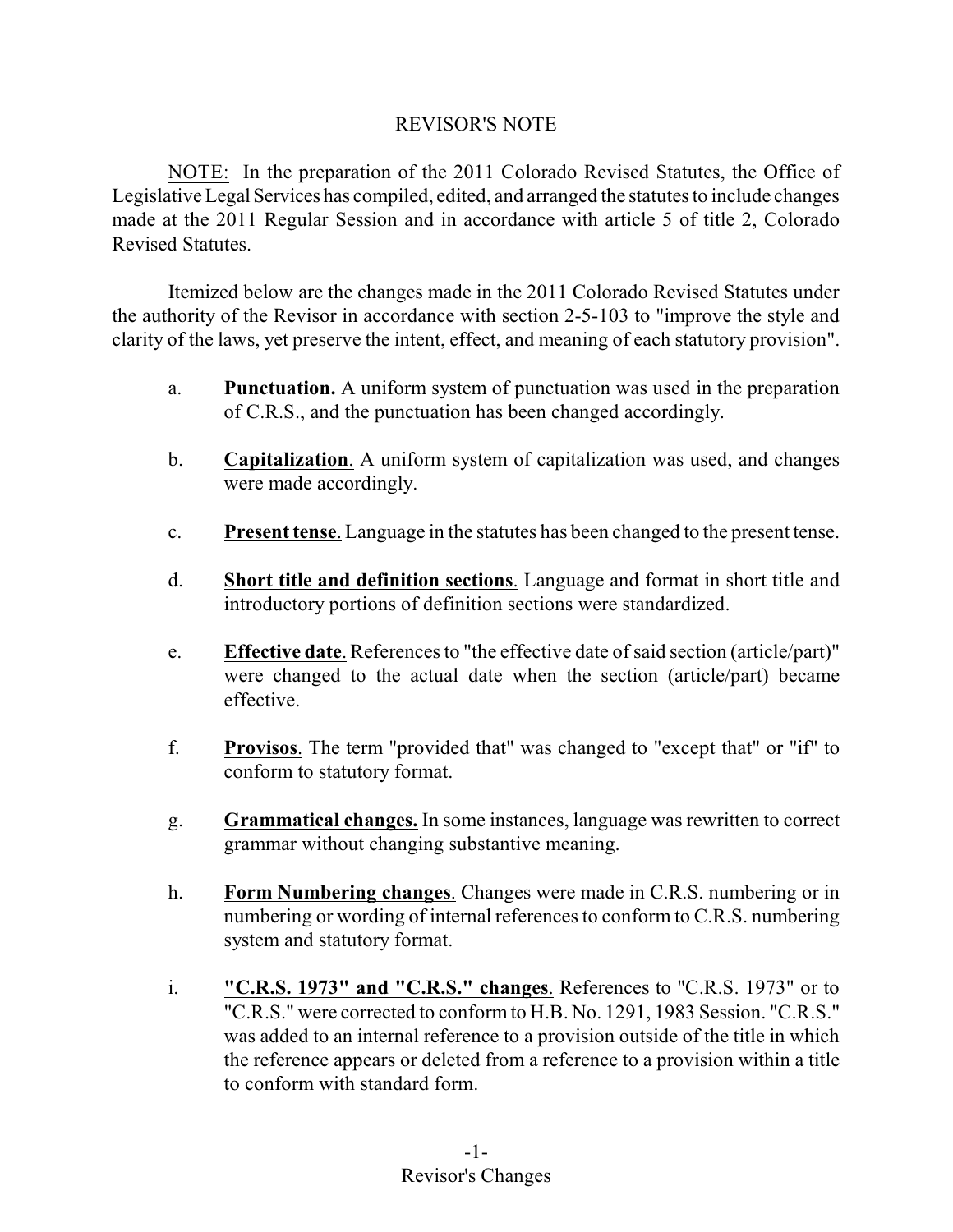# REVISOR'S NOTE

<u>NOTE:</u> In the preparation of the 2011 Colorado Revised Statutes, the Office of Legislative Legal Services has compiled, edited, and arranged the statutes to include changes made at the 2011 Regular Session and in accordance with article 5 of title 2, Colorado Revised Statutes.

Itemized below are the changes made in the 2011 Colorado Revised Statutes under the authority of the Revisor in accordance with section 2-5-103 to "improve the style and clarity of the laws, yet preserve the intent, effect, and meaning of each statutory provision".

a. **<u>Punctuation</u>.** A uniform system of punctuation was used in the preparation of C.R.S., and the punctuation has been changed accordingly.

b. **<u>Capitalization</u>**. A uniform system of capitalization was used, and changes were made accordingly.

c. **<u>Present tense</u>**. Language in the statutes has been changed to the present tense.

d. **<u>Short title and definition sections</u>**. Language and format in short title and introductory portions of definition sections were standardized.

e. **<u>Effective date</u>**. References to "the effective date of said section (article/part)" were changed to the actual date when the section (article/part) became effective.

f. **<u>Provisos</u>**. The term "provided that" was changed to "except that" or "if" to conform to statutory format.

g. **<u>Grammatical changes.</u>** In some instances, language was rewritten to correct grammar without changing substantive meaning.

h. **<u>Form Numbering changes</u>**. Changes were made in C.R.S. numbering or in numbering or wording of internal references to conform to C.R.S. numbering system and statutory format.

i. **<u>"C.R.S. 1973" and "C.R.S." changes</u>**. References to "C.R.S. 1973" or to "C.R.S." were corrected to conform to H.B. No. 1291, 1983 Session. "C.R.S." was added to an internal reference to a provision outside of the title in which the reference appears or deleted from a reference to a provision within a title to conform with standard form.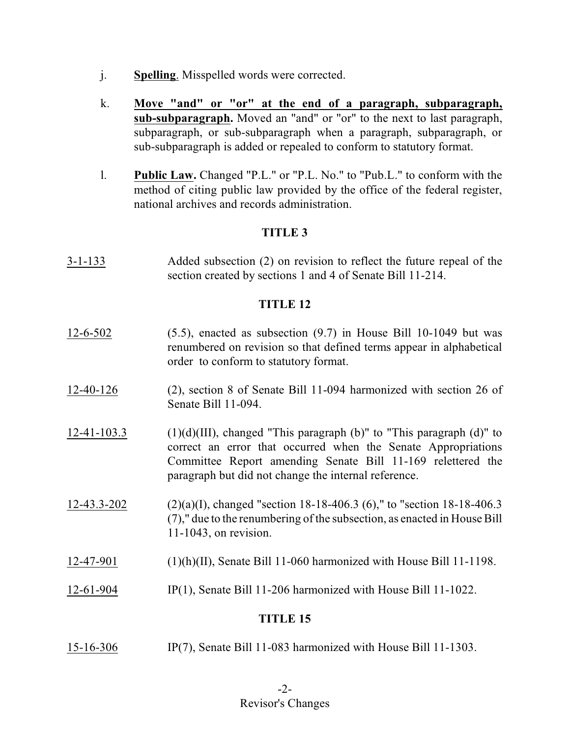j. **Spelling**. Misspelled words were corrected.

k. **Move "and" or "or" at the end of a paragraph, subparagraph, sub-subparagraph.** Moved an "and" or "or" to the next to last paragraph, subparagraph, or sub-subparagraph when a paragraph, subparagraph, or sub-subparagraph is added or repealed to conform to statutory format.

l. **Public Law.** Changed "P.L." or "P.L. No." to "Pub.L." to conform with the method of citing public law provided by the office of the federal register, national archives and records administration.

## TITLE 3

3-1-133 Added subsection (2) on revision to reflect the future repeal of the section created by sections 1 and 4 of Senate Bill 11-214.

## TITLE 12

12-6-502 (5.5), enacted as subsection (9.7) in House Bill 10-1049 but was renumbered on revision so that defined terms appear in alphabetical order to conform to statutory format.

12-40-126 (2), section 8 of Senate Bill 11-094 harmonized with section 26 of Senate Bill 11-094.

12-41-103.3 (1)(d)(III), changed "This paragraph (b)" to "This paragraph (d)" to correct an error that occurred when the Senate Appropriations Committee Report amending Senate Bill 11-169 relettered the paragraph but did not change the internal reference.

12-43.3-202 (2)(a)(I), changed "section 18-18-406.3 (6)," to "section 18-18-406.3 (7)," due to the renumbering of the subsection, as enacted in House Bill 11-1043, on revision.

12-47-901 (1)(h)(II), Senate Bill 11-060 harmonized with House Bill 11-1198.

12-61-904 IP(1), Senate Bill 11-206 harmonized with House Bill 11-1022.

## TITLE 15

15-16-306 IP(7), Senate Bill 11-083 harmonized with House Bill 11-1303.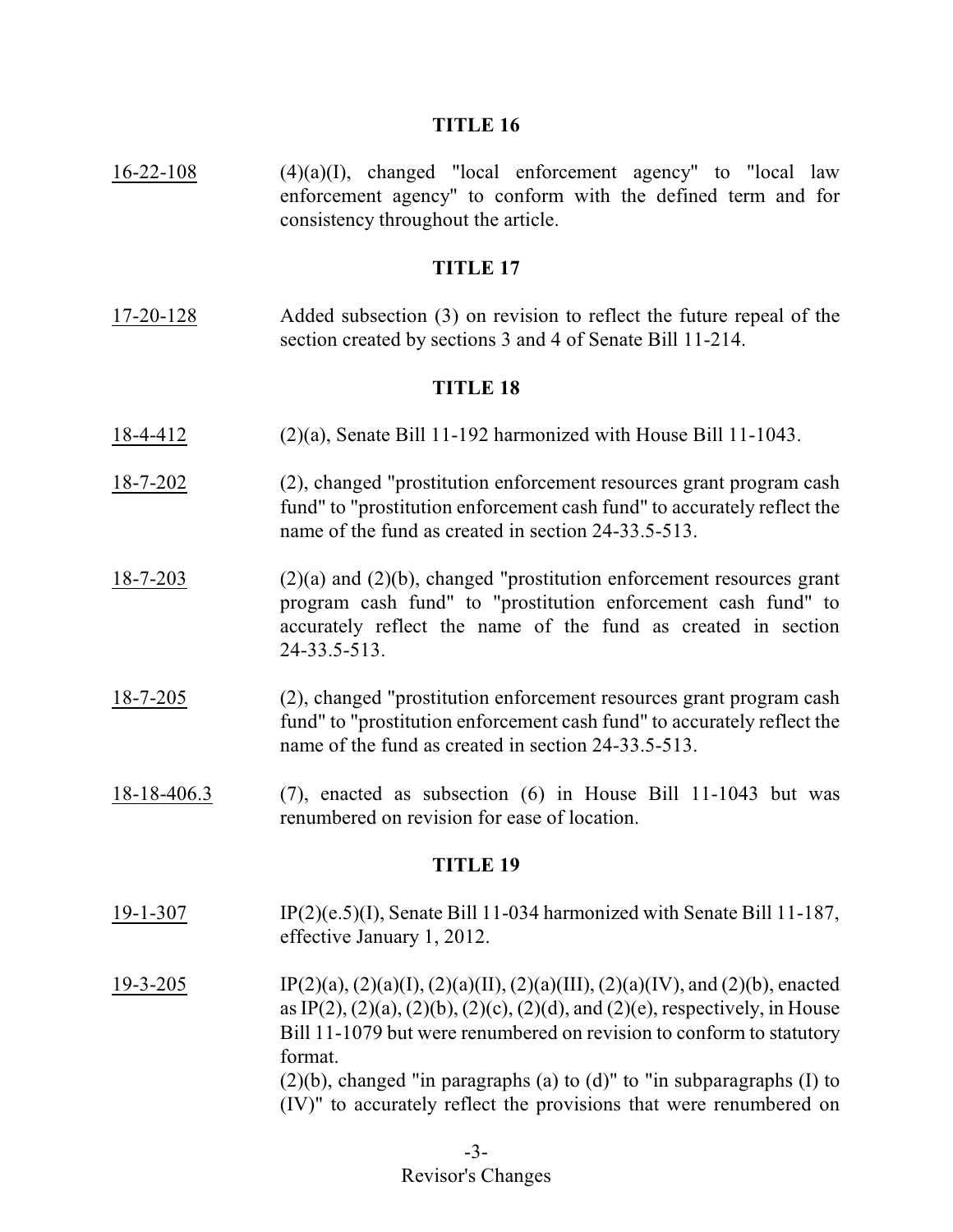## TITLE 16

16-22-108 (4)(a)(I), changed "local enforcement agency" to "local law enforcement agency" to conform with the defined term and for consistency throughout the article.

## TITLE 17

17-20-128 Added subsection (3) on revision to reflect the future repeal of the section created by sections 3 and 4 of Senate Bill 11-214.

## TITLE 18

18-4-412 (2)(a), Senate Bill 11-192 harmonized with House Bill 11-1043.

18-7-202 (2), changed "prostitution enforcement resources grant program cash fund" to "prostitution enforcement cash fund" to accurately reflect the name of the fund as created in section 24-33.5-513.

18-7-203 (2)(a) and (2)(b), changed "prostitution enforcement resources grant program cash fund" to "prostitution enforcement cash fund" to accurately reflect the name of the fund as created in section 24-33.5-513.

18-7-205 (2), changed "prostitution enforcement resources grant program cash fund" to "prostitution enforcement cash fund" to accurately reflect the name of the fund as created in section 24-33.5-513.

18-18-406.3 (7), enacted as subsection (6) in House Bill 11-1043 but was renumbered on revision for ease of location.

## TITLE 19

19-1-307 IP(2)(e.5)(I), Senate Bill 11-034 harmonized with Senate Bill 11-187, effective January 1, 2012.

19-3-205 IP(2)(a), (2)(a)(I), (2)(a)(II), (2)(a)(III), (2)(a)(IV), and (2)(b), enacted as IP(2), (2)(a), (2)(b), (2)(c), (2)(d), and (2)(e), respectively, in House Bill 11-1079 but were renumbered on revision to conform to statutory format.
(2)(b), changed "in paragraphs (a) to (d)" to "in subparagraphs (I) to (IV)" to accurately reflect the provisions that were renumbered on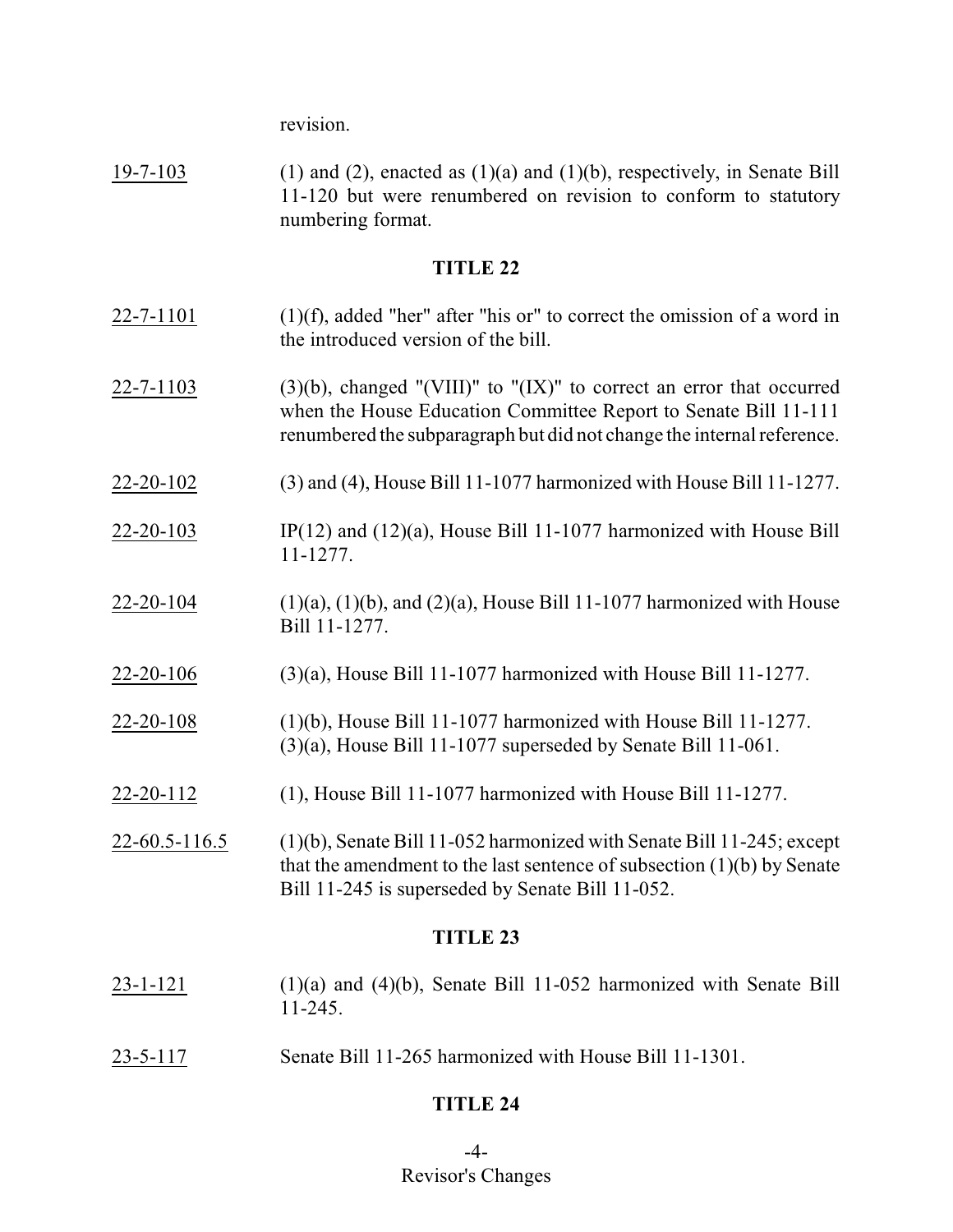revision.

19-7-103 (1) and (2), enacted as (1)(a) and (1)(b), respectively, in Senate Bill 11-120 but were renumbered on revision to conform to statutory numbering format.

## TITLE 22

22-7-1101 (1)(f), added "her" after "his or" to correct the omission of a word in the introduced version of the bill.

22-7-1103 (3)(b), changed "(VIII)" to "(IX)" to correct an error that occurred when the House Education Committee Report to Senate Bill 11-111 renumbered the subparagraph but did not change the internal reference.

22-20-102 (3) and (4), House Bill 11-1077 harmonized with House Bill 11-1277.

22-20-103 IP(12) and (12)(a), House Bill 11-1077 harmonized with House Bill 11-1277.

22-20-104 (1)(a), (1)(b), and (2)(a), House Bill 11-1077 harmonized with House Bill 11-1277.

22-20-106 (3)(a), House Bill 11-1077 harmonized with House Bill 11-1277.

22-20-108 (1)(b), House Bill 11-1077 harmonized with House Bill 11-1277. (3)(a), House Bill 11-1077 superseded by Senate Bill 11-061.

22-20-112 (1), House Bill 11-1077 harmonized with House Bill 11-1277.

22-60.5-116.5 (1)(b), Senate Bill 11-052 harmonized with Senate Bill 11-245; except that the amendment to the last sentence of subsection (1)(b) by Senate Bill 11-245 is superseded by Senate Bill 11-052.

## TITLE 23

23-1-121 (1)(a) and (4)(b), Senate Bill 11-052 harmonized with Senate Bill 11-245.

23-5-117 Senate Bill 11-265 harmonized with House Bill 11-1301.

## TITLE 24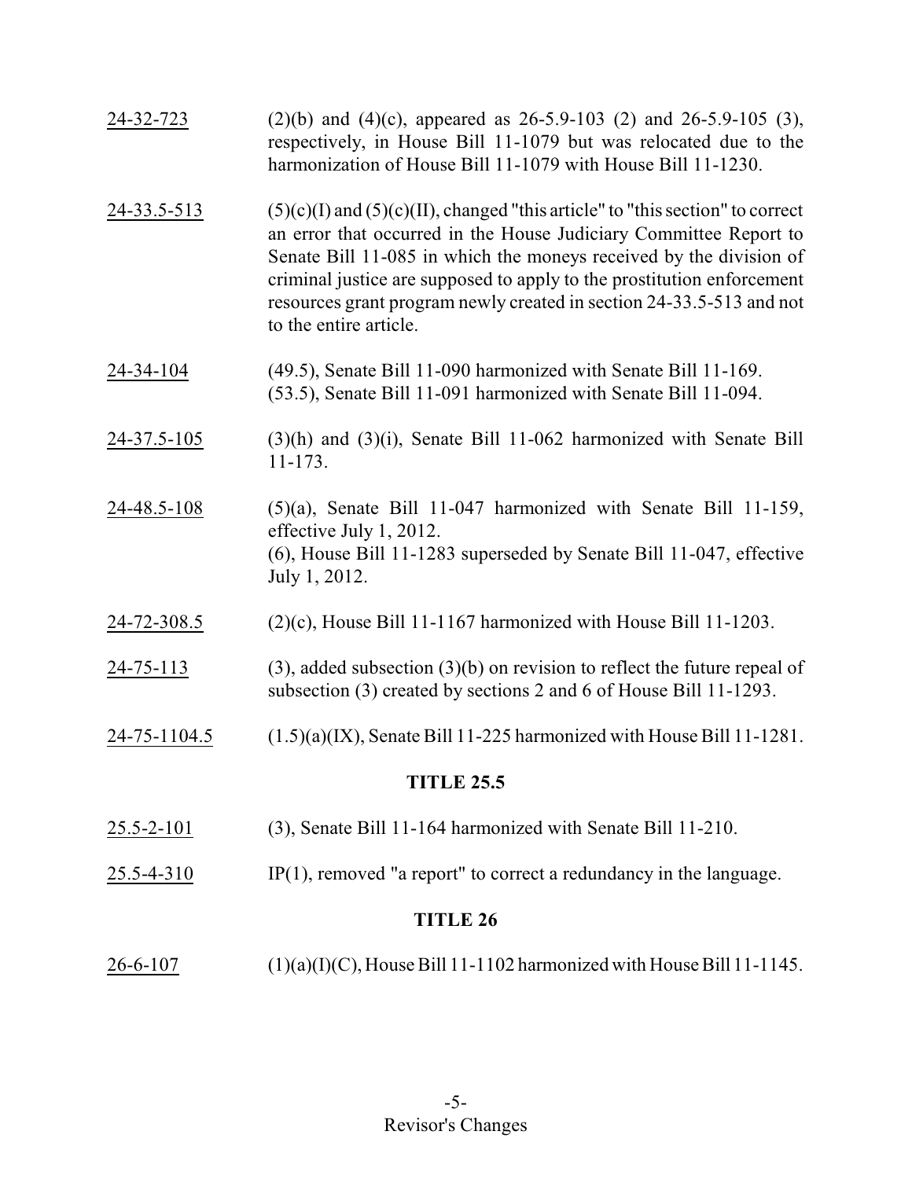24-32-723 (2)(b) and (4)(c), appeared as 26-5.9-103 (2) and 26-5.9-105 (3), respectively, in House Bill 11-1079 but was relocated due to the harmonization of House Bill 11-1079 with House Bill 11-1230.

24-33.5-513 (5)(c)(I) and (5)(c)(II), changed "this article" to "this section" to correct an error that occurred in the House Judiciary Committee Report to Senate Bill 11-085 in which the moneys received by the division of criminal justice are supposed to apply to the prostitution enforcement resources grant program newly created in section 24-33.5-513 and not to the entire article.

24-34-104 (49.5), Senate Bill 11-090 harmonized with Senate Bill 11-169.
(53.5), Senate Bill 11-091 harmonized with Senate Bill 11-094.

24-37.5-105 (3)(h) and (3)(i), Senate Bill 11-062 harmonized with Senate Bill 11-173.

24-48.5-108 (5)(a), Senate Bill 11-047 harmonized with Senate Bill 11-159, effective July 1, 2012.
(6), House Bill 11-1283 superseded by Senate Bill 11-047, effective July 1, 2012.

24-72-308.5 (2)(c), House Bill 11-1167 harmonized with House Bill 11-1203.

24-75-113 (3), added subsection (3)(b) on revision to reflect the future repeal of subsection (3) created by sections 2 and 6 of House Bill 11-1293.

24-75-1104.5 (1.5)(a)(IX), Senate Bill 11-225 harmonized with House Bill 11-1281.

## TITLE 25.5

25.5-2-101 (3), Senate Bill 11-164 harmonized with Senate Bill 11-210.

25.5-4-310 IP(1), removed "a report" to correct a redundancy in the language.

## TITLE 26

26-6-107 (1)(a)(I)(C), House Bill 11-1102 harmonized with House Bill 11-1145.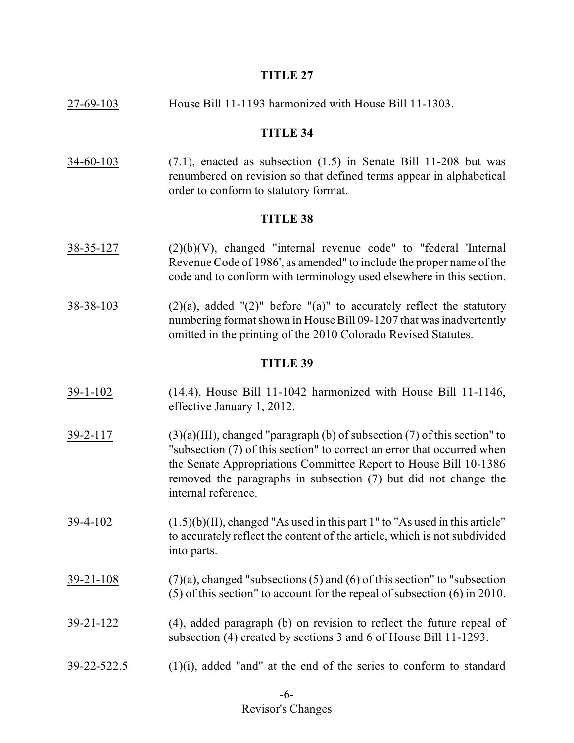**TITLE 27**

27-69-103 House Bill 11-1193 harmonized with House Bill 11-1303.

**TITLE 34**

34-60-103 (7.1), enacted as subsection (1.5) in Senate Bill 11-208 but was renumbered on revision so that defined terms appear in alphabetical order to conform to statutory format.

**TITLE 38**

38-35-127 (2)(b)(V), changed "internal revenue code" to "federal 'Internal Revenue Code of 1986', as amended" to include the proper name of the code and to conform with terminology used elsewhere in this section.

38-38-103 (2)(a), added "(2)" before "(a)" to accurately reflect the statutory numbering format shown in House Bill 09-1207 that was inadvertently omitted in the printing of the 2010 Colorado Revised Statutes.

**TITLE 39**

39-1-102 (14.4), House Bill 11-1042 harmonized with House Bill 11-1146, effective January 1, 2012.

39-2-117 (3)(a)(III), changed "paragraph (b) of subsection (7) of this section" to "subsection (7) of this section" to correct an error that occurred when the Senate Appropriations Committee Report to House Bill 10-1386 removed the paragraphs in subsection (7) but did not change the internal reference.

39-4-102 (1.5)(b)(II), changed "As used in this part 1" to "As used in this article" to accurately reflect the content of the article, which is not subdivided into parts.

39-21-108 (7)(a), changed "subsections (5) and (6) of this section" to "subsection (5) of this section" to account for the repeal of subsection (6) in 2010.

39-21-122 (4), added paragraph (b) on revision to reflect the future repeal of subsection (4) created by sections 3 and 6 of House Bill 11-1293.

39-22-522.5 (1)(i), added "and" at the end of the series to conform to standard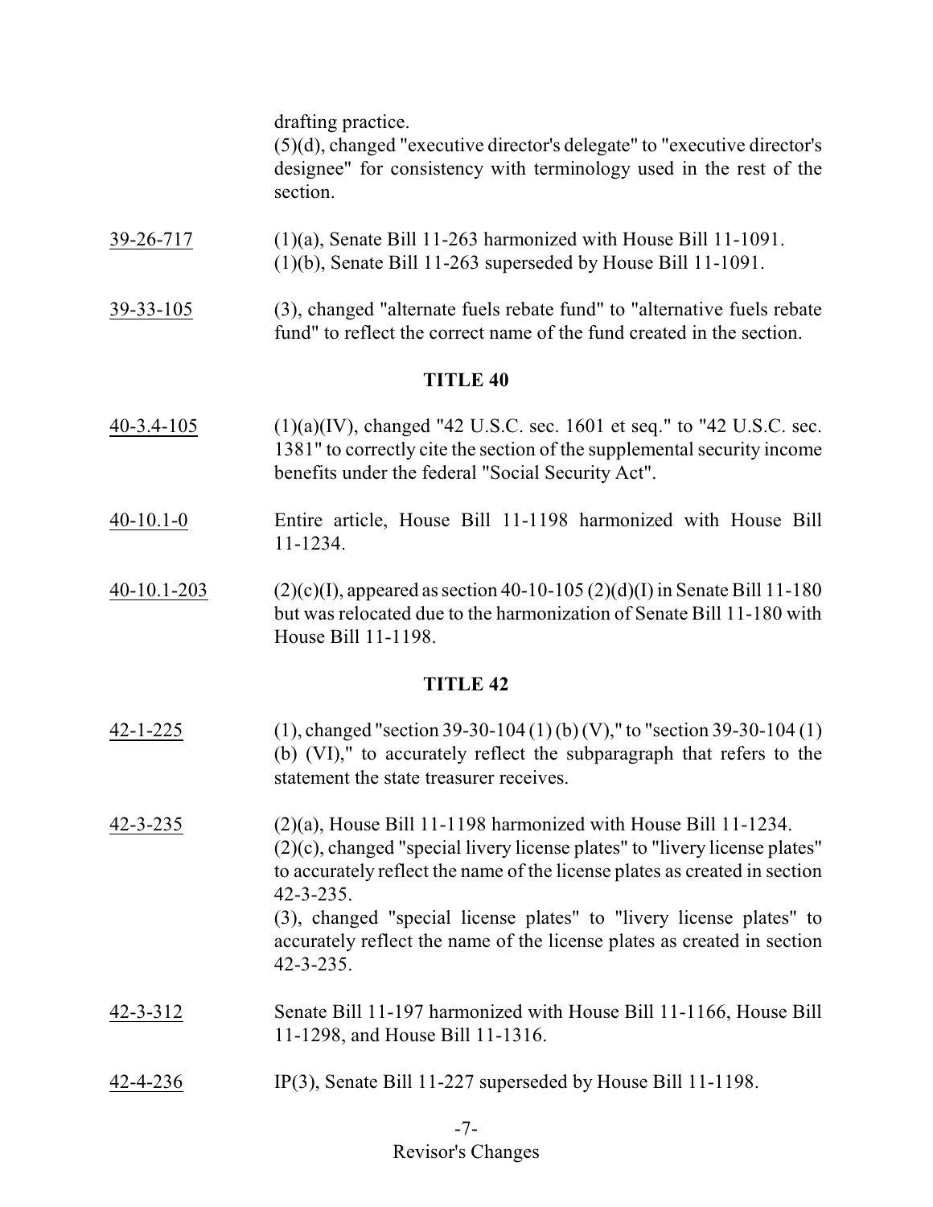drafting practice.

(5)(d), changed "executive director's delegate" to "executive director's designee" for consistency with terminology used in the rest of the section.

| | |
|---|---|
| 39-26-717 | (1)(a), Senate Bill 11-263 harmonized with House Bill 11-1091. (1)(b), Senate Bill 11-263 superseded by House Bill 11-1091. |
| 39-33-105 | (3), changed "alternate fuels rebate fund" to "alternative fuels rebate fund" to reflect the correct name of the fund created in the section. |

## TITLE 40

| | |
|---|---|
| 40-3.4-105 | (1)(a)(IV), changed "42 U.S.C. sec. 1601 et seq." to "42 U.S.C. sec. 1381" to correctly cite the section of the supplemental security income benefits under the federal "Social Security Act". |
| 40-10.1-0 | Entire article, House Bill 11-1198 harmonized with House Bill 11-1234. |
| 40-10.1-203 | (2)(c)(I), appeared as section 40-10-105 (2)(d)(I) in Senate Bill 11-180 but was relocated due to the harmonization of Senate Bill 11-180 with House Bill 11-1198. |

## TITLE 42

| | |
|---|---|
| 42-1-225 | (1), changed "section 39-30-104 (1) (b) (V)," to "section 39-30-104 (1) (b) (VI)," to accurately reflect the subparagraph that refers to the statement the state treasurer receives. |
| 42-3-235 | (2)(a), House Bill 11-1198 harmonized with House Bill 11-1234. (2)(c), changed "special livery license plates" to "livery license plates" to accurately reflect the name of the license plates as created in section 42-3-235. (3), changed "special license plates" to "livery license plates" to accurately reflect the name of the license plates as created in section 42-3-235. |
| 42-3-312 | Senate Bill 11-197 harmonized with House Bill 11-1166, House Bill 11-1298, and House Bill 11-1316. |
| 42-4-236 | IP(3), Senate Bill 11-227 superseded by House Bill 11-1198. |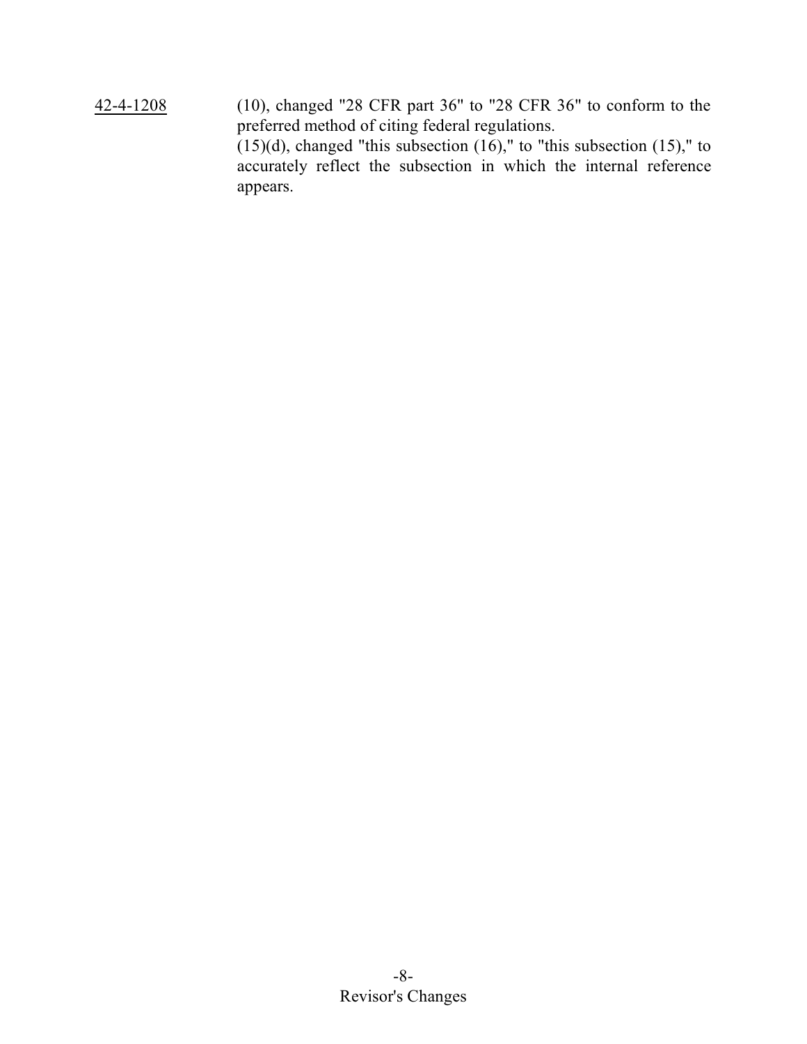<u>42-4-1208</u> (10), changed "28 CFR part 36" to "28 CFR 36" to conform to the preferred method of citing federal regulations.
(15)(d), changed "this subsection (16)," to "this subsection (15)," to accurately reflect the subsection in which the internal reference appears.